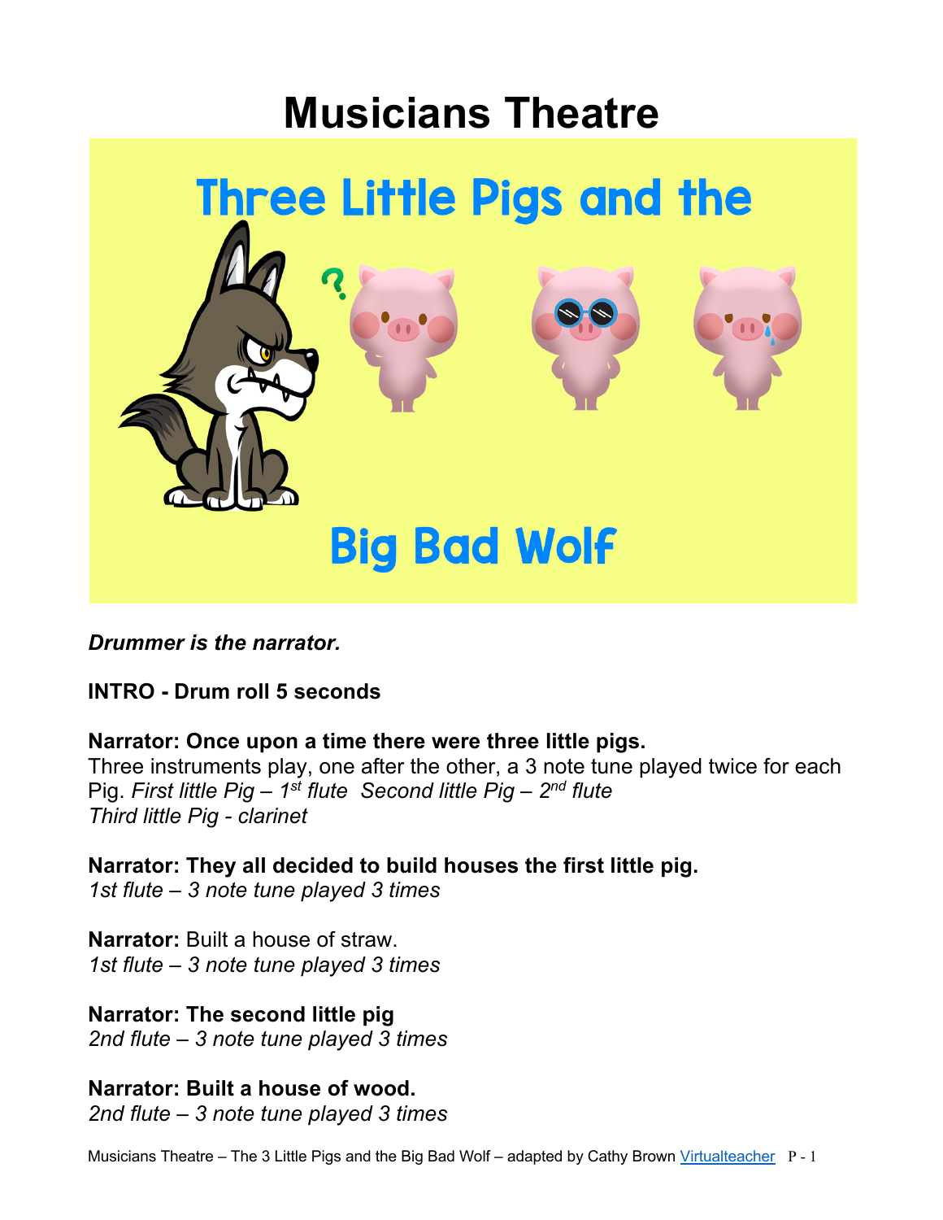# Musicians Theatre

## Three Little Pigs and the Big Bad Wolf

***Drummer is the narrator.***

**INTRO - Drum roll 5 seconds**

**Narrator: Once upon a time there were three little pigs.**
Three instruments play, one after the other, a 3 note tune played twice for each Pig. *First little Pig – 1st flute  Second little Pig – 2nd flute*
*Third little Pig - clarinet*

**Narrator: They all decided to build houses the first little pig.**
*1st flute – 3 note tune played 3 times*

**Narrator:** Built a house of straw.
*1st flute – 3 note tune played 3 times*

**Narrator: The second little pig**
*2nd flute – 3 note tune played 3 times*

**Narrator: Built a house of wood.**
*2nd flute – 3 note tune played 3 times*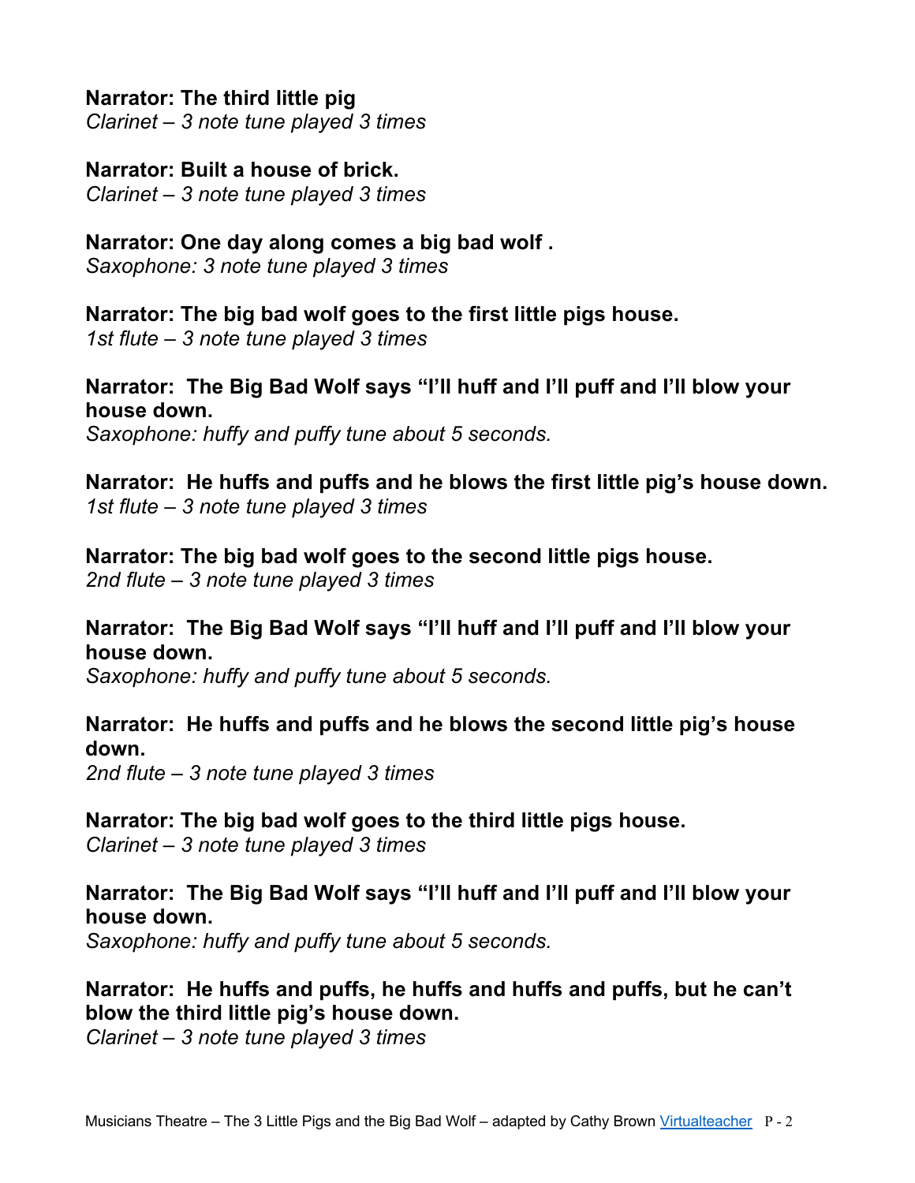**Narrator: The third little pig**
*Clarinet – 3 note tune played 3 times*

**Narrator: Built a house of brick.**
*Clarinet – 3 note tune played 3 times*

**Narrator: One day along comes a big bad wolf .**
*Saxophone: 3 note tune played 3 times*

**Narrator: The big bad wolf goes to the first little pigs house.**
*1st flute – 3 note tune played 3 times*

**Narrator: The Big Bad Wolf says "I'll huff and I'll puff and I'll blow your house down.**
*Saxophone: huffy and puffy tune about 5 seconds.*

**Narrator: He huffs and puffs and he blows the first little pig's house down.**
*1st flute – 3 note tune played 3 times*

**Narrator: The big bad wolf goes to the second little pigs house.**
*2nd flute – 3 note tune played 3 times*

**Narrator: The Big Bad Wolf says "I'll huff and I'll puff and I'll blow your house down.**
*Saxophone: huffy and puffy tune about 5 seconds.*

**Narrator: He huffs and puffs and he blows the second little pig's house down.**
*2nd flute – 3 note tune played 3 times*

**Narrator: The big bad wolf goes to the third little pigs house.**
*Clarinet – 3 note tune played 3 times*

**Narrator: The Big Bad Wolf says "I'll huff and I'll puff and I'll blow your house down.**
*Saxophone: huffy and puffy tune about 5 seconds.*

**Narrator: He huffs and puffs, he huffs and huffs and puffs, but he can't blow the third little pig's house down.**
*Clarinet – 3 note tune played 3 times*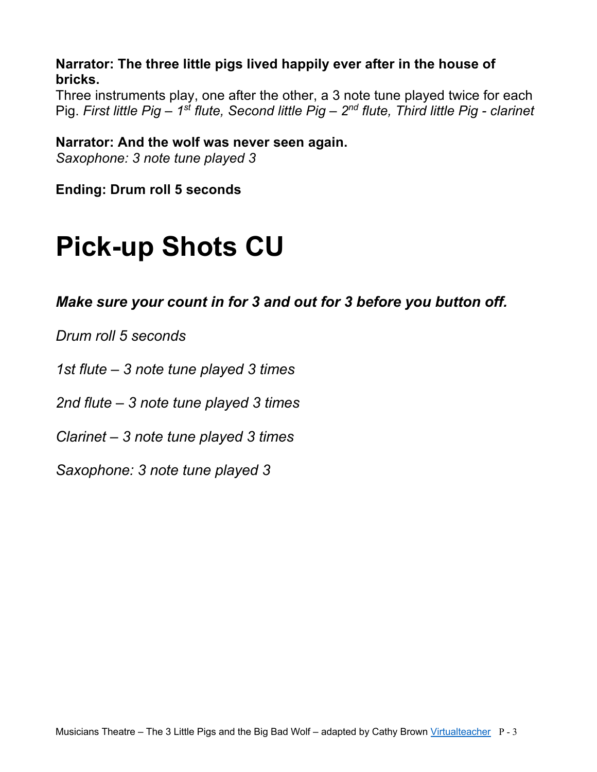**Narrator: The three little pigs lived happily ever after in the house of bricks.**
Three instruments play, one after the other, a 3 note tune played twice for each Pig. *First little Pig – 1st flute, Second little Pig – 2nd flute, Third little Pig - clarinet*

**Narrator: And the wolf was never seen again.**
*Saxophone: 3 note tune played 3*

**Ending: Drum roll 5 seconds**

# Pick-up Shots CU

***Make sure your count in for 3 and out for 3 before you button off.***

*Drum roll 5 seconds*

*1st flute – 3 note tune played 3 times*

*2nd flute – 3 note tune played 3 times*

*Clarinet – 3 note tune played 3 times*

*Saxophone: 3 note tune played 3*